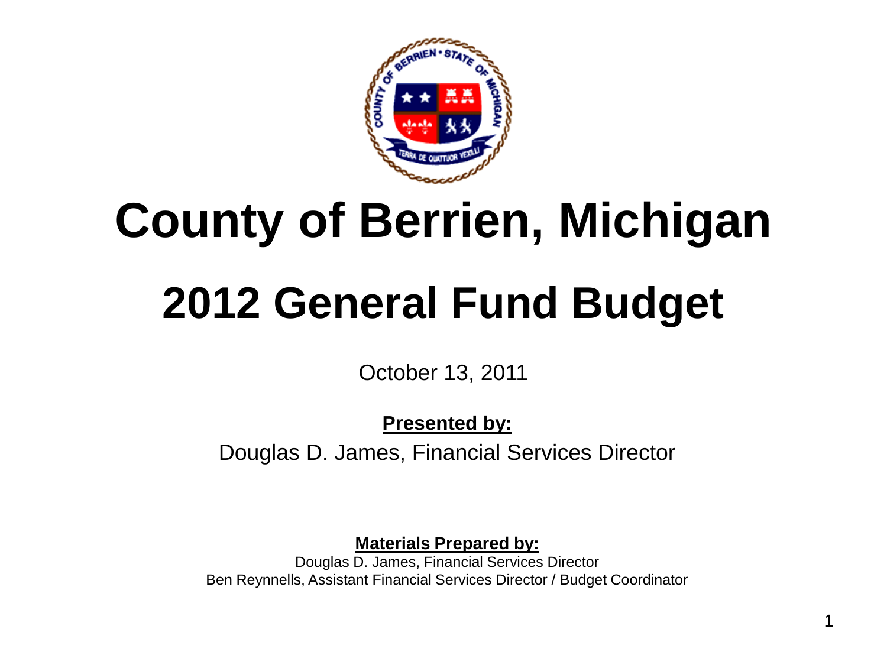# County of Berrien, Michigan

# 2012 General Fund Budget

October 13, 2011

**Presented by:**

Douglas D. James, Financial Services Director

**Materials Prepared by:**

Douglas D. James, Financial Services Director
Ben Reynnells, Assistant Financial Services Director / Budget Coordinator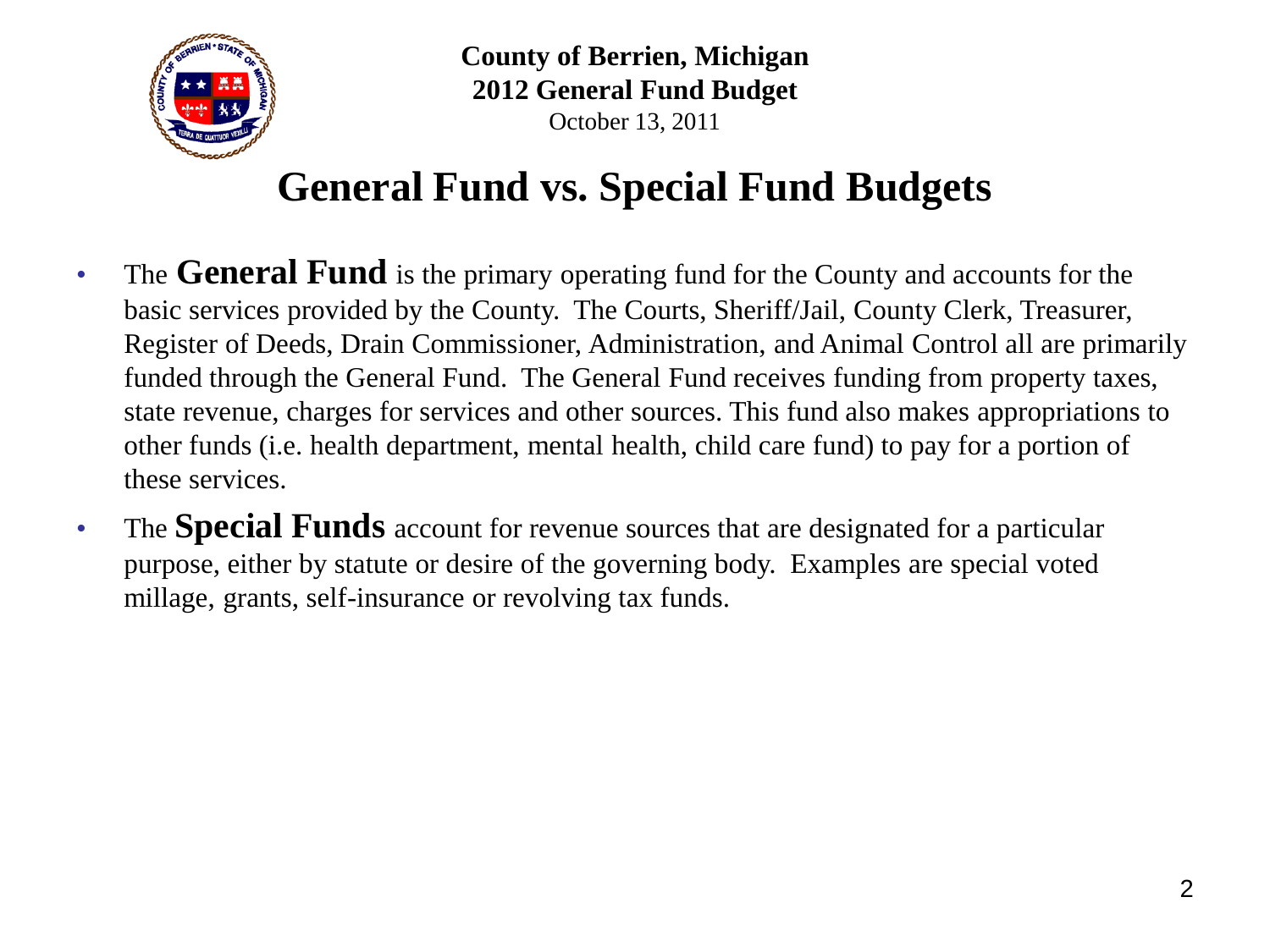**County of Berrien, Michigan**
**2012 General Fund Budget**
October 13, 2011

# General Fund vs. Special Fund Budgets

- The **General Fund** is the primary operating fund for the County and accounts for the basic services provided by the County. The Courts, Sheriff/Jail, County Clerk, Treasurer, Register of Deeds, Drain Commissioner, Administration, and Animal Control all are primarily funded through the General Fund. The General Fund receives funding from property taxes, state revenue, charges for services and other sources. This fund also makes appropriations to other funds (i.e. health department, mental health, child care fund) to pay for a portion of these services.
- The **Special Funds** account for revenue sources that are designated for a particular purpose, either by statute or desire of the governing body. Examples are special voted millage, grants, self-insurance or revolving tax funds.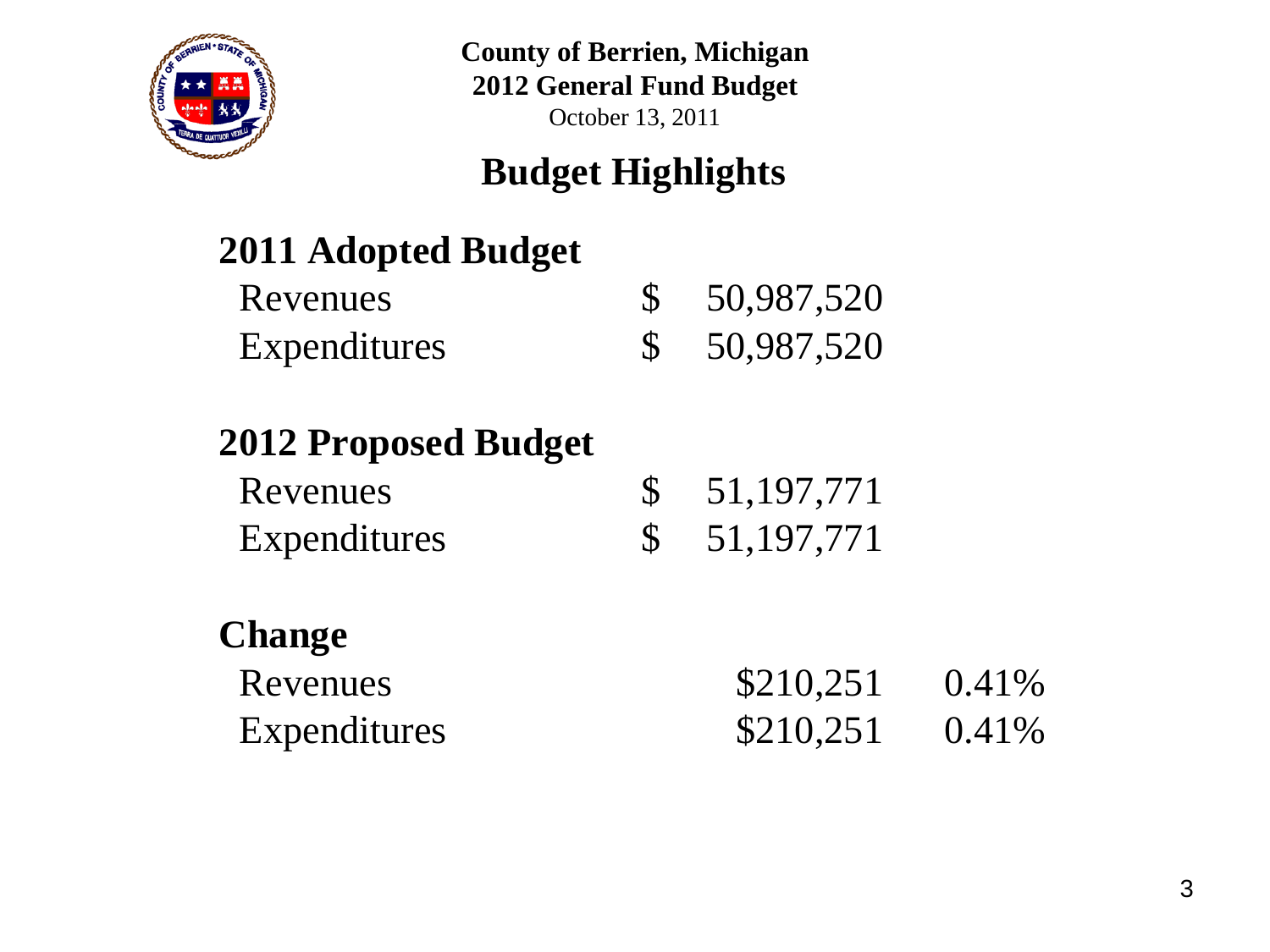**County of Berrien, Michigan**
**2012 General Fund Budget**
October 13, 2011

## Budget Highlights

| | | |
|---|---|---|
| **2011 Adopted Budget** | | |
| Revenues | $ 50,987,520 | |
| Expenditures | $ 50,987,520 | |
| **2012 Proposed Budget** | | |
| Revenues | $ 51,197,771 | |
| Expenditures | $ 51,197,771 | |
| **Change** | | |
| Revenues | $210,251 | 0.41% |
| Expenditures | $210,251 | 0.41% |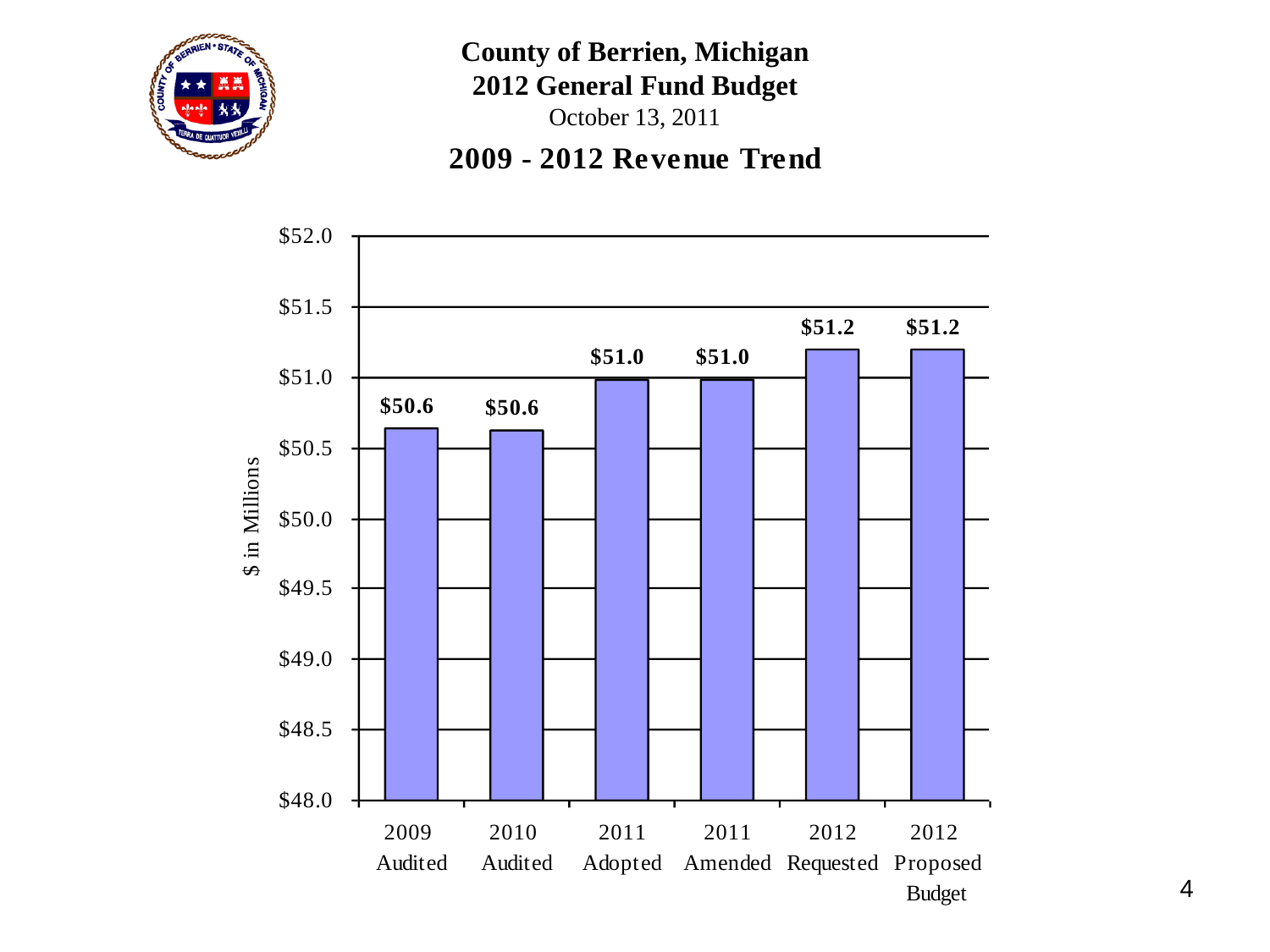# County of Berrien, Michigan

## 2012 General Fund Budget

October 13, 2011

## 2009 - 2012 Revenue Trend

| | $ in Millions |
|---|---|
| 2009 Audited | $50.6 |
| 2010 Audited | $50.6 |
| 2011 Adopted | $51.0 |
| 2011 Amended | $51.0 |
| 2012 Requested | $51.2 |
| 2012 Proposed Budget | $51.2 |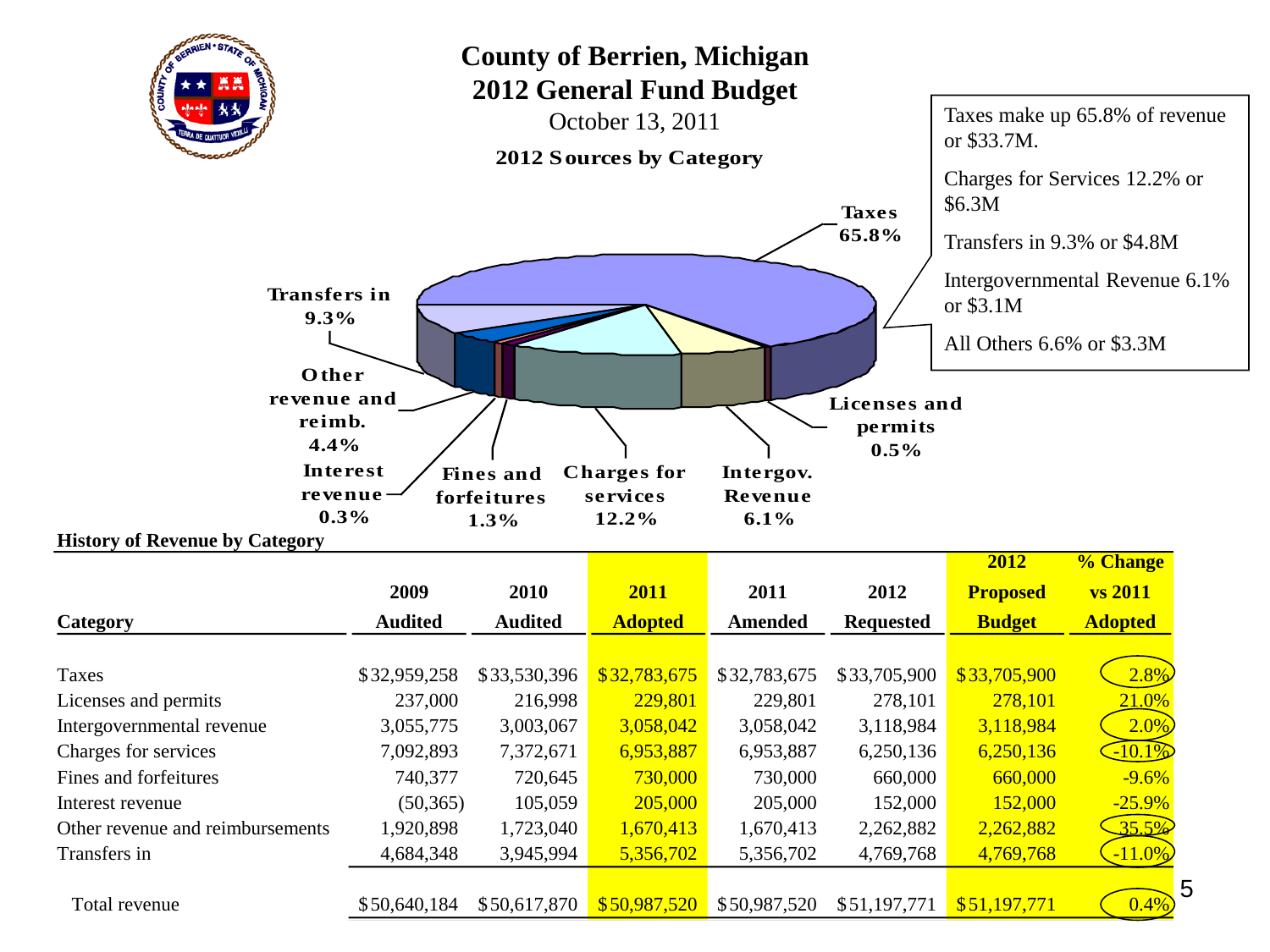# County of Berrien, Michigan
## 2012 General Fund Budget

October 13, 2011

**2012 Sources by Category**

Taxes 65.8%

Transfers in 9.3%

Other revenue and reimb. 4.4%

Interest revenue 0.3%

Fines and forfeitures 1.3%

Charges for services 12.2%

Intergov. Revenue 6.1%

Licenses and permits 0.5%

Taxes make up 65.8% of revenue or $33.7M.

Charges for Services 12.2% or $6.3M

Transfers in 9.3% or $4.8M

Intergovernmental Revenue 6.1% or $3.1M

All Others 6.6% or $3.3M

**History of Revenue by Category**

| Category | 2009 Audited | 2010 Audited | 2011 Adopted | 2011 Amended | 2012 Requested | 2012 Proposed Budget | % Change vs 2011 Adopted |
|---|---|---|---|---|---|---|---|
| Taxes | $32,959,258 | $33,530,396 | $32,783,675 | $32,783,675 | $33,705,900 | $33,705,900 | 2.8% |
| Licenses and permits | 237,000 | 216,998 | 229,801 | 229,801 | 278,101 | 278,101 | 21.0% |
| Intergovernmental revenue | 3,055,775 | 3,003,067 | 3,058,042 | 3,058,042 | 3,118,984 | 3,118,984 | 2.0% |
| Charges for services | 7,092,893 | 7,372,671 | 6,953,887 | 6,953,887 | 6,250,136 | 6,250,136 | -10.1% |
| Fines and forfeitures | 740,377 | 720,645 | 730,000 | 730,000 | 660,000 | 660,000 | -9.6% |
| Interest revenue | (50,365) | 105,059 | 205,000 | 205,000 | 152,000 | 152,000 | -25.9% |
| Other revenue and reimbursements | 1,920,898 | 1,723,040 | 1,670,413 | 1,670,413 | 2,262,882 | 2,262,882 | 35.5% |
| Transfers in | 4,684,348 | 3,945,994 | 5,356,702 | 5,356,702 | 4,769,768 | 4,769,768 | -11.0% |
| Total revenue | $50,640,184 | $50,617,870 | $50,987,520 | $50,987,520 | $51,197,771 | $51,197,771 | 0.4% |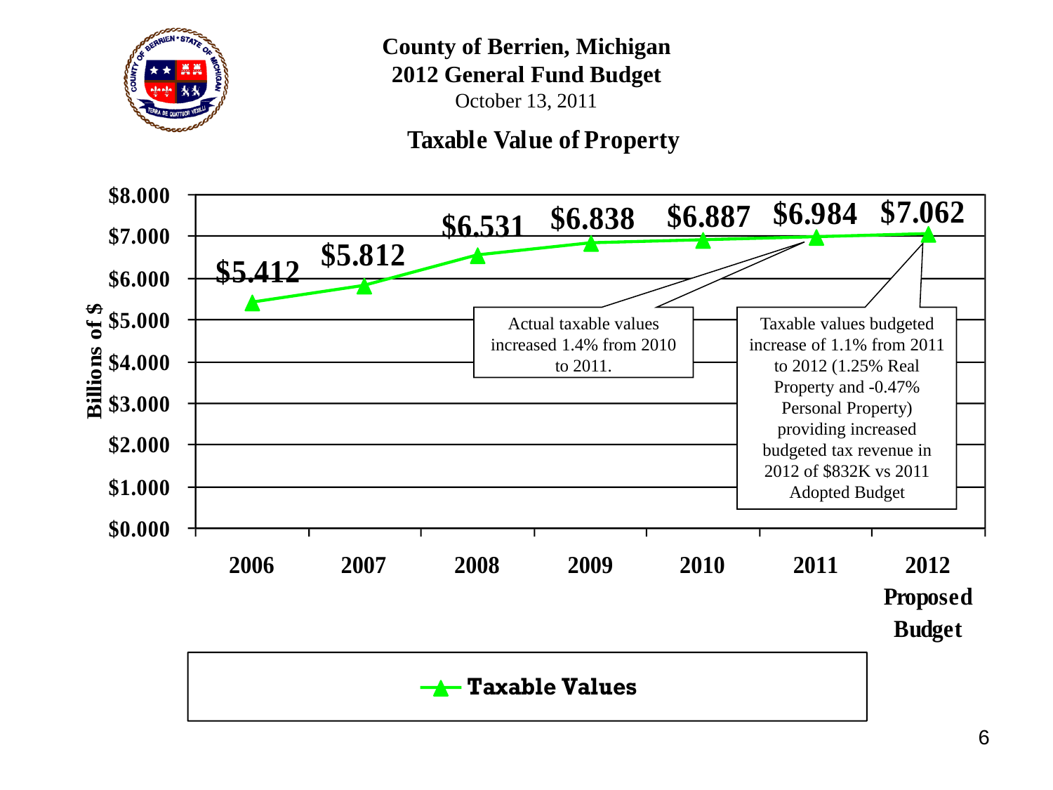# County of Berrien, Michigan
## 2012 General Fund Budget

October 13, 2011

### Taxable Value of Property

| Year | Taxable Values (Billions of $) |
|---|---|
| 2006 | $5.412 |
| 2007 | $5.812 |
| 2008 | $6.531 |
| 2009 | $6.838 |
| 2010 | $6.887 |
| 2011 | $6.984 |
| 2012 Proposed Budget | $7.062 |

Actual taxable values increased 1.4% from 2010 to 2011.

Taxable values budgeted increase of 1.1% from 2011 to 2012 (1.25% Real Property and -0.47% Personal Property) providing increased budgeted tax revenue in 2012 of $832K vs 2011 Adopted Budget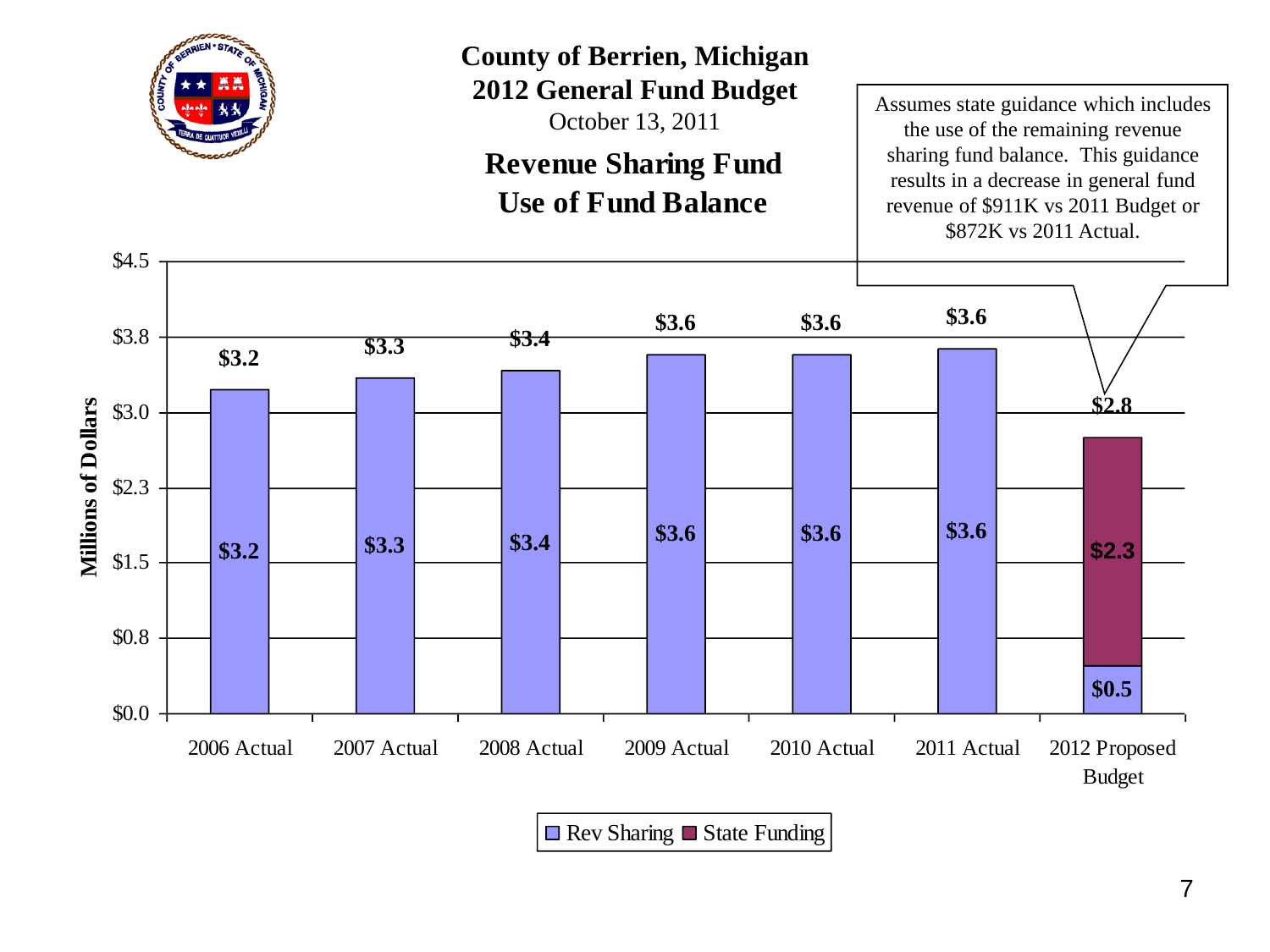# County of Berrien, Michigan

## 2012 General Fund Budget

October 13, 2011

## Revenue Sharing Fund Use of Fund Balance

Assumes state guidance which includes the use of the remaining revenue sharing fund balance. This guidance results in a decrease in general fund revenue of $911K vs 2011 Budget or $872K vs 2011 Actual.

| Year | Rev Sharing | State Funding | Total |
| --- | --- | --- | --- |
| 2006 Actual | $3.2 | | $3.2 |
| 2007 Actual | $3.3 | | $3.3 |
| 2008 Actual | $3.4 | | $3.4 |
| 2009 Actual | $3.6 | | $3.6 |
| 2010 Actual | $3.6 | | $3.6 |
| 2011 Actual | $3.6 | | $3.6 |
| 2012 Proposed Budget | $0.5 | $2.3 | $2.8 |

Millions of Dollars

□ Rev Sharing ■ State Funding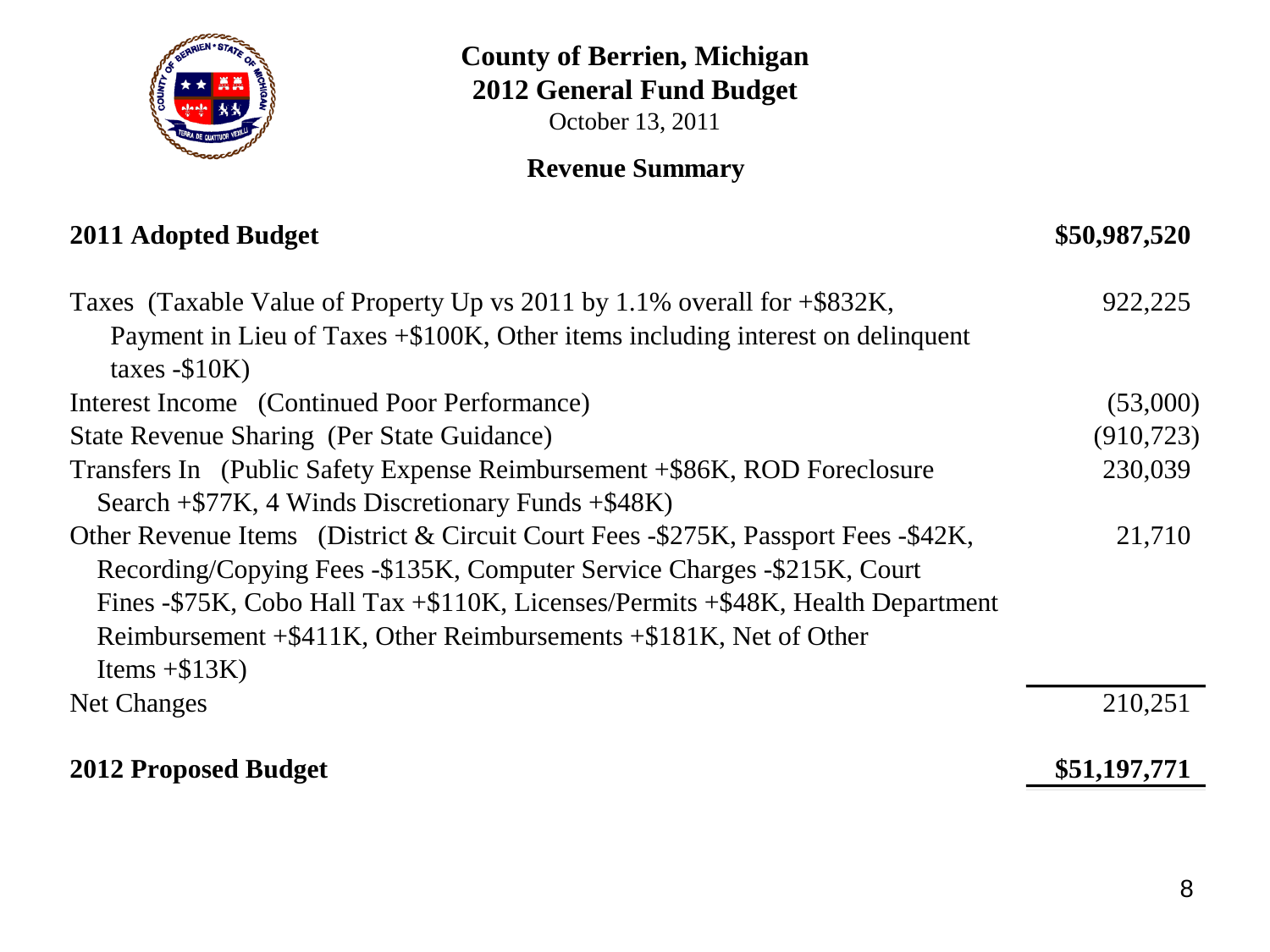# County of Berrien, Michigan
## 2012 General Fund Budget

October 13, 2011

### Revenue Summary

| | |
|---|---:|
| **2011 Adopted Budget** | **$50,987,520** |
| Taxes (Taxable Value of Property Up vs 2011 by 1.1% overall for +$832K, Payment in Lieu of Taxes +$100K, Other items including interest on delinquent taxes -$10K) | 922,225 |
| Interest Income (Continued Poor Performance) | (53,000) |
| State Revenue Sharing (Per State Guidance) | (910,723) |
| Transfers In (Public Safety Expense Reimbursement +$86K, ROD Foreclosure Search +$77K, 4 Winds Discretionary Funds +$48K) | 230,039 |
| Other Revenue Items (District & Circuit Court Fees -$275K, Passport Fees -$42K, Recording/Copying Fees -$135K, Computer Service Charges -$215K, Court Fines -$75K, Cobo Hall Tax +$110K, Licenses/Permits +$48K, Health Department Reimbursement +$411K, Other Reimbursements +$181K, Net of Other Items +$13K) | 21,710 |
| Net Changes | 210,251 |
| **2012 Proposed Budget** | **$51,197,771** |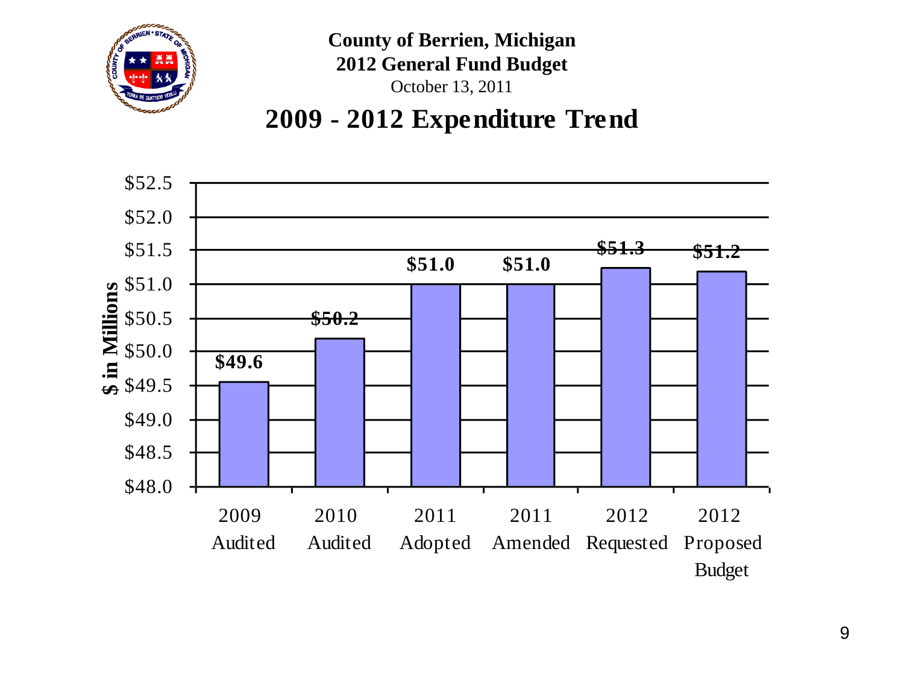**County of Berrien, Michigan**
**2012 General Fund Budget**
October 13, 2011

# 2009 - 2012 Expenditure Trend

| | 2009 Audited | 2010 Audited | 2011 Adopted | 2011 Amended | 2012 Requested | 2012 Proposed Budget |
|---|---|---|---|---|---|---|
| $ in Millions | $49.6 | $50.2 | $51.0 | $51.0 | $51.3 | $51.2 |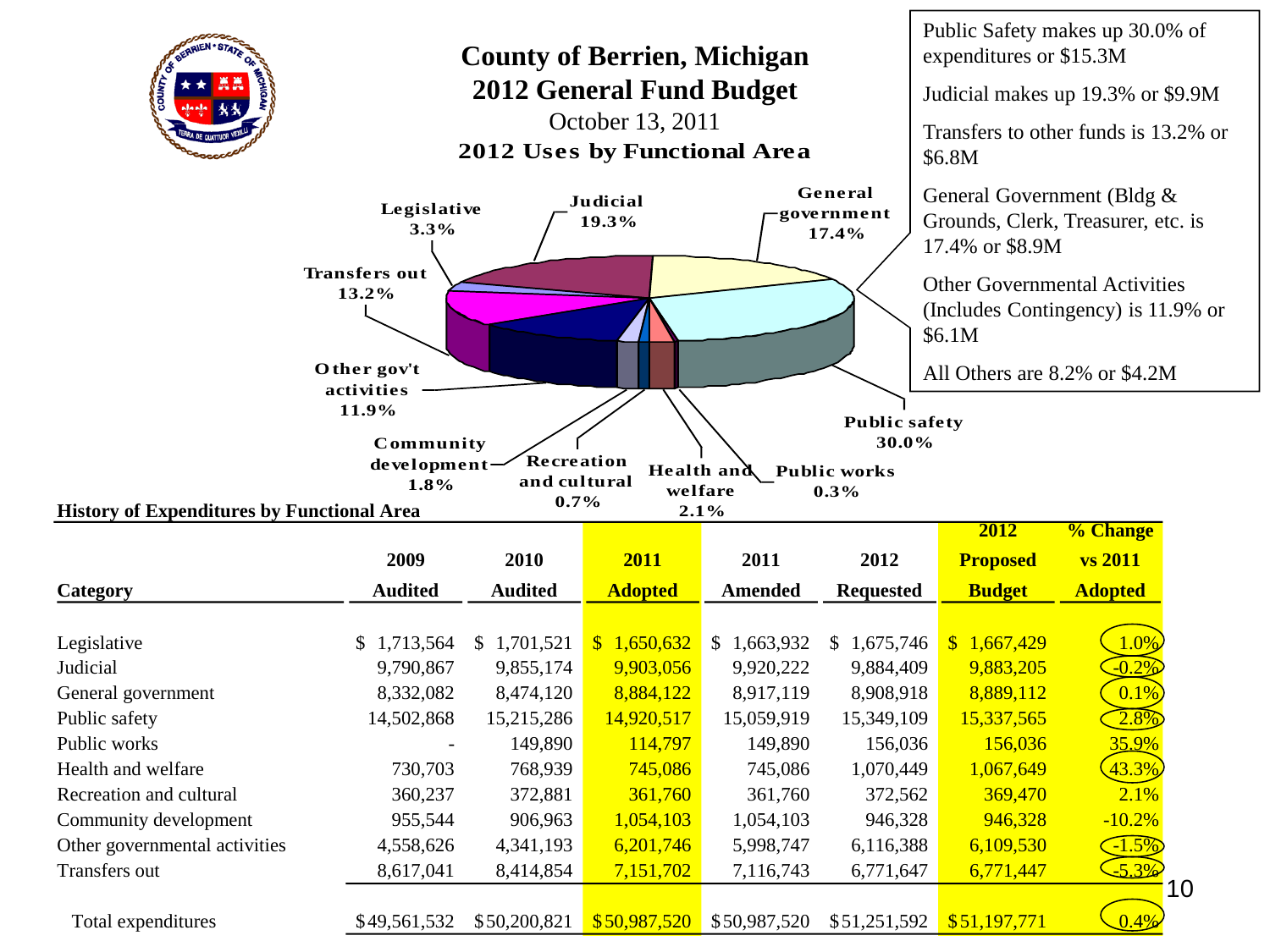# County of Berrien, Michigan
## 2012 General Fund Budget

October 13, 2011

**2012 Uses by Functional Area**

Legislative 3.3%

Judicial 19.3%

General government 17.4%

Transfers out 13.2%

Other gov't activities 11.9%

Community development 1.8%

Recreation and cultural 0.7%

Health and welfare 2.1%

Public works 0.3%

Public safety 30.0%

Public Safety makes up 30.0% of expenditures or $15.3M

Judicial makes up 19.3% or $9.9M

Transfers to other funds is 13.2% or $6.8M

General Government (Bldg & Grounds, Clerk, Treasurer, etc. is 17.4% or $8.9M

Other Governmental Activities (Includes Contingency) is 11.9% or $6.1M

All Others are 8.2% or $4.2M

**History of Expenditures by Functional Area**

| Category | 2009 Audited | 2010 Audited | 2011 Adopted | 2011 Amended | 2012 Requested | 2012 Proposed Budget | % Change vs 2011 Adopted |
|---|---|---|---|---|---|---|---|
| Legislative | $ 1,713,564 | $ 1,701,521 | $ 1,650,632 | $ 1,663,932 | $ 1,675,746 | $ 1,667,429 | 1.0% |
| Judicial | 9,790,867 | 9,855,174 | 9,903,056 | 9,920,222 | 9,884,409 | 9,883,205 | -0.2% |
| General government | 8,332,082 | 8,474,120 | 8,884,122 | 8,917,119 | 8,908,918 | 8,889,112 | 0.1% |
| Public safety | 14,502,868 | 15,215,286 | 14,920,517 | 15,059,919 | 15,349,109 | 15,337,565 | 2.8% |
| Public works | - | 149,890 | 114,797 | 149,890 | 156,036 | 156,036 | 35.9% |
| Health and welfare | 730,703 | 768,939 | 745,086 | 745,086 | 1,070,449 | 1,067,649 | 43.3% |
| Recreation and cultural | 360,237 | 372,881 | 361,760 | 361,760 | 372,562 | 369,470 | 2.1% |
| Community development | 955,544 | 906,963 | 1,054,103 | 1,054,103 | 946,328 | 946,328 | -10.2% |
| Other governmental activities | 4,558,626 | 4,341,193 | 6,201,746 | 5,998,747 | 6,116,388 | 6,109,530 | -1.5% |
| Transfers out | 8,617,041 | 8,414,854 | 7,151,702 | 7,116,743 | 6,771,647 | 6,771,447 | -5.3% |
| Total expenditures | $49,561,532 | $50,200,821 | $50,987,520 | $50,987,520 | $51,251,592 | $51,197,771 | 0.4% |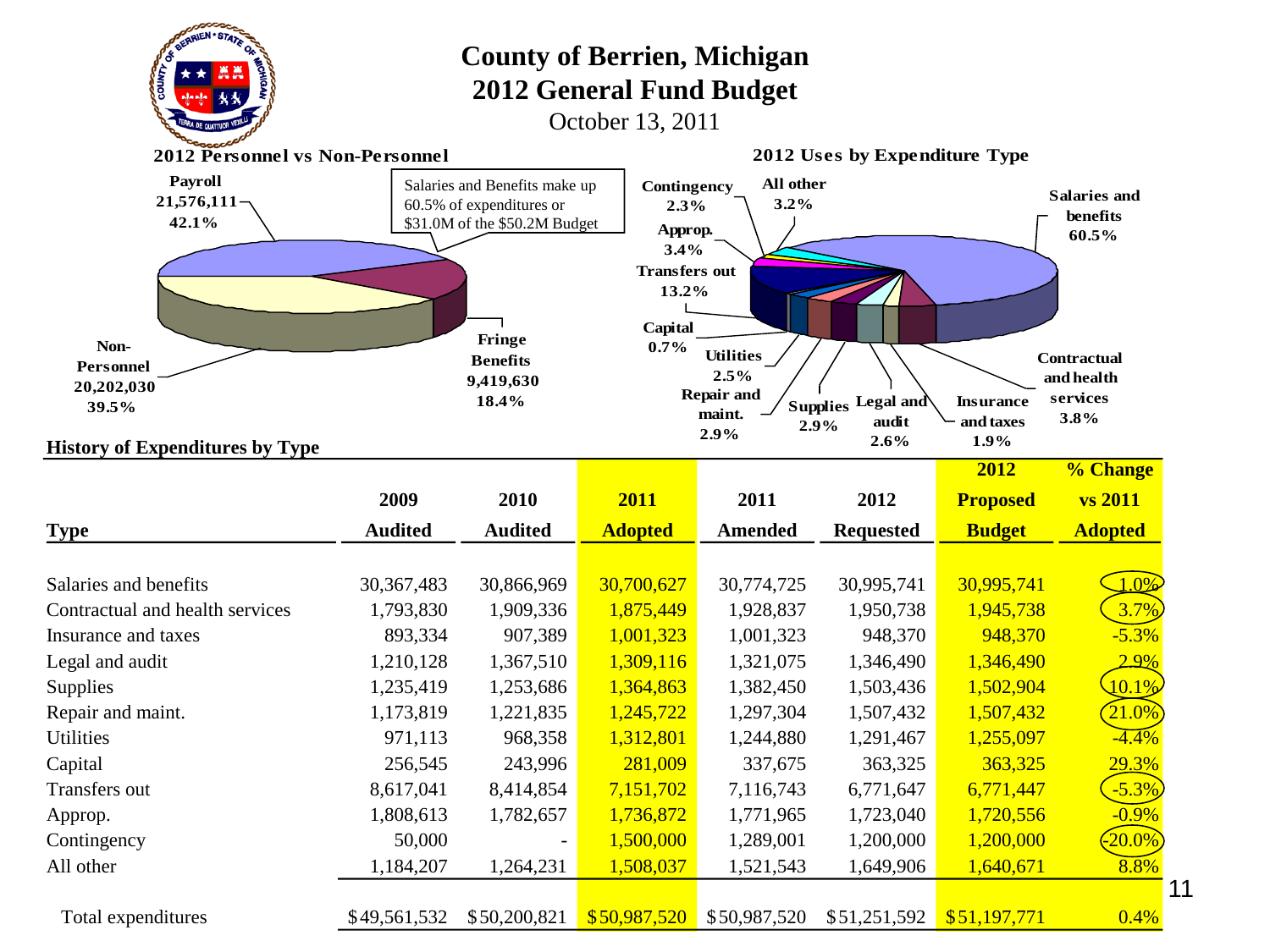# County of Berrien, Michigan
# 2012 General Fund Budget

October 13, 2011

### 2012 Personnel vs Non-Personnel

Payroll 21,576,111 42.1%

Fringe Benefits 9,419,630 18.4%

Non-Personnel 20,202,030 39.5%

Salaries and Benefits make up 60.5% of expenditures or $31.0M of the $50.2M Budget

### 2012 Uses by Expenditure Type

Salaries and benefits 60.5%
Contractual and health services 3.8%
Insurance and taxes 1.9%
Legal and audit 2.6%
Supplies 2.9%
Repair and maint. 2.9%
Utilities 2.5%
Capital 0.7%
Transfers out 13.2%
Approp. 3.4%
Contingency 2.3%
All other 3.2%

### History of Expenditures by Type

| Type | 2009 Audited | 2010 Audited | 2011 Adopted | 2011 Amended | 2012 Requested | 2012 Proposed Budget | % Change vs 2011 Adopted |
|---|---|---|---|---|---|---|---|
| Salaries and benefits | 30,367,483 | 30,866,969 | 30,700,627 | 30,774,725 | 30,995,741 | 30,995,741 | 1.0% |
| Contractual and health services | 1,793,830 | 1,909,336 | 1,875,449 | 1,928,837 | 1,950,738 | 1,945,738 | 3.7% |
| Insurance and taxes | 893,334 | 907,389 | 1,001,323 | 1,001,323 | 948,370 | 948,370 | -5.3% |
| Legal and audit | 1,210,128 | 1,367,510 | 1,309,116 | 1,321,075 | 1,346,490 | 1,346,490 | 2.9% |
| Supplies | 1,235,419 | 1,253,686 | 1,364,863 | 1,382,450 | 1,503,436 | 1,502,904 | 10.1% |
| Repair and maint. | 1,173,819 | 1,221,835 | 1,245,722 | 1,297,304 | 1,507,432 | 1,507,432 | 21.0% |
| Utilities | 971,113 | 968,358 | 1,312,801 | 1,244,880 | 1,291,467 | 1,255,097 | -4.4% |
| Capital | 256,545 | 243,996 | 281,009 | 337,675 | 363,325 | 363,325 | 29.3% |
| Transfers out | 8,617,041 | 8,414,854 | 7,151,702 | 7,116,743 | 6,771,647 | 6,771,447 | -5.3% |
| Approp. | 1,808,613 | 1,782,657 | 1,736,872 | 1,771,965 | 1,723,040 | 1,720,556 | -0.9% |
| Contingency | 50,000 | - | 1,500,000 | 1,289,001 | 1,200,000 | 1,200,000 | -20.0% |
| All other | 1,184,207 | 1,264,231 | 1,508,037 | 1,521,543 | 1,649,906 | 1,640,671 | 8.8% |
| Total expenditures | $49,561,532 | $50,200,821 | $50,987,520 | $50,987,520 | $51,251,592 | $51,197,771 | 0.4% |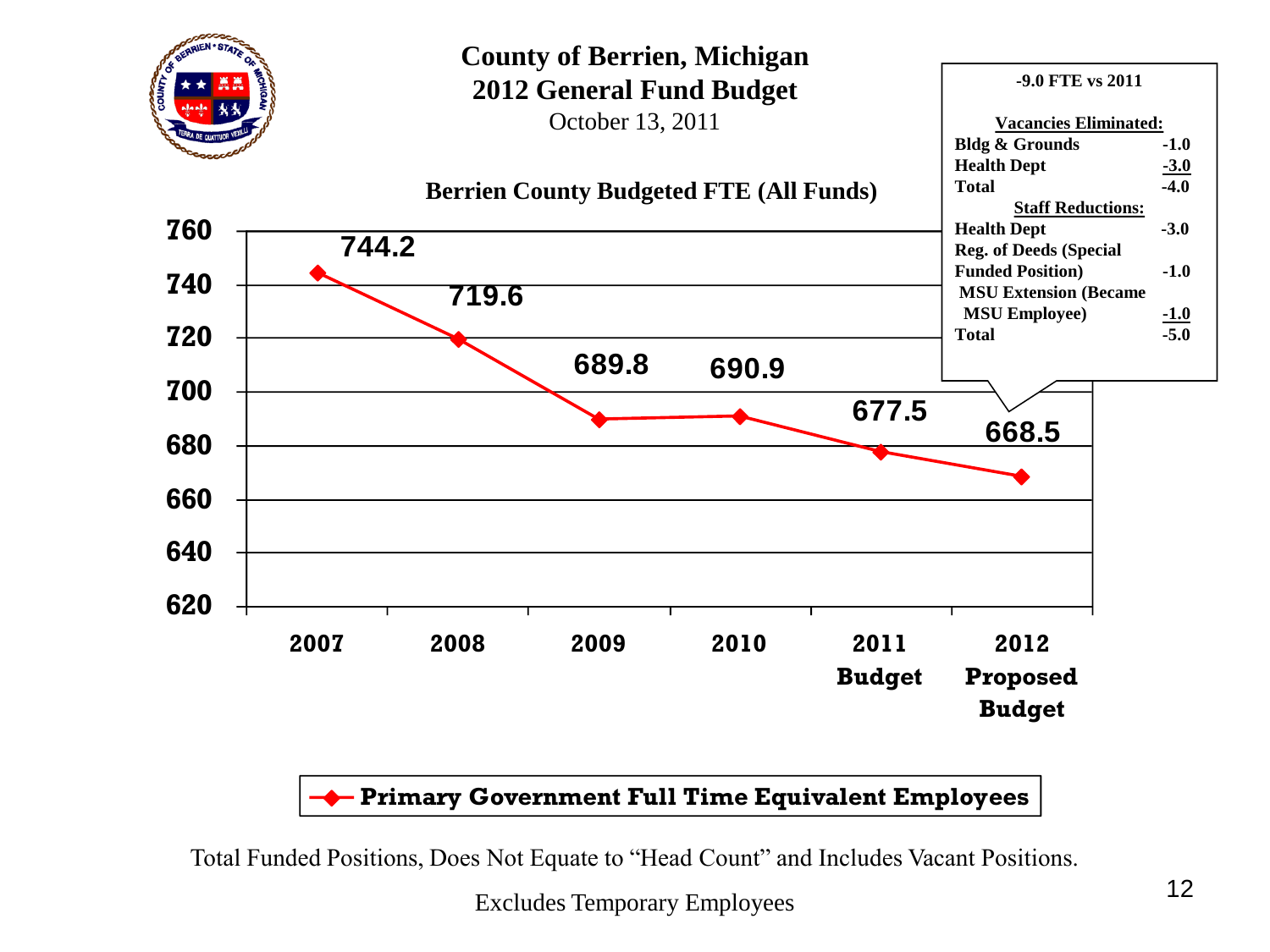# County of Berrien, Michigan
## 2012 General Fund Budget

October 13, 2011

### Berrien County Budgeted FTE (All Funds)

| Year | Primary Government Full Time Equivalent Employees |
|---|---|
| 2007 | 744.2 |
| 2008 | 719.6 |
| 2009 | 689.8 |
| 2010 | 690.9 |
| 2011 Budget | 677.5 |
| 2012 Proposed Budget | 668.5 |

**-9.0 FTE vs 2011**

| Vacancies Eliminated: | |
|---|---|
| Bldg & Grounds | -1.0 |
| Health Dept | -3.0 |
| Total | -4.0 |

| Staff Reductions: | |
|---|---|
| Health Dept | -3.0 |
| Reg. of Deeds (Special Funded Position) | -1.0 |
| MSU Extension (Became MSU Employee) | -1.0 |
| Total | -5.0 |

Total Funded Positions, Does Not Equate to "Head Count" and Includes Vacant Positions.

Excludes Temporary Employees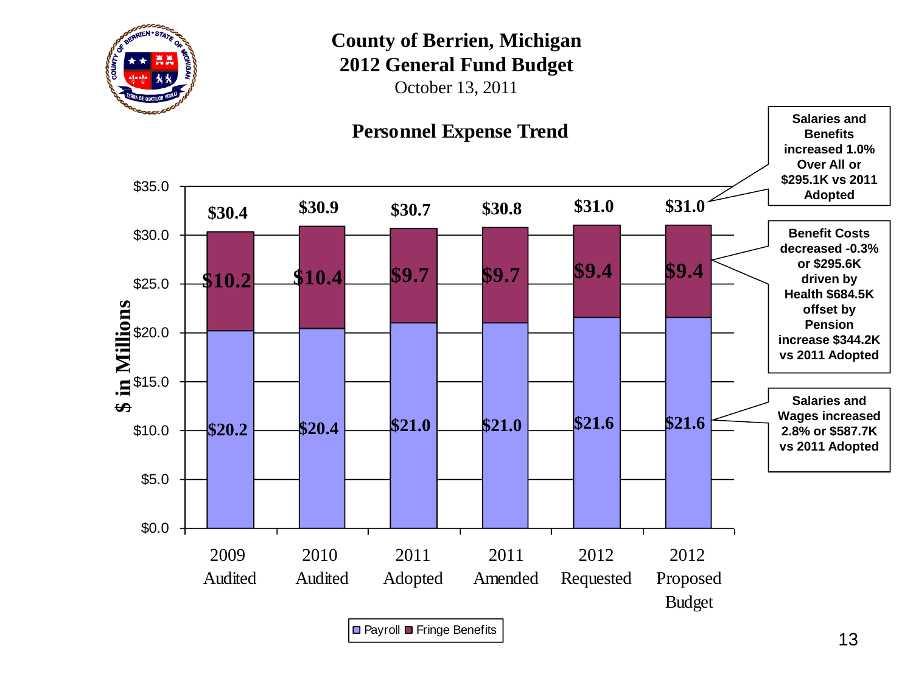# County of Berrien, Michigan
# 2012 General Fund Budget

October 13, 2011

## Personnel Expense Trend

| | 2009 Audited | 2010 Audited | 2011 Adopted | 2011 Amended | 2012 Requested | 2012 Proposed Budget |
|---|---|---|---|---|---|---|
| Payroll | $20.2 | $20.4 | $21.0 | $21.0 | $21.6 | $21.6 |
| Fringe Benefits | $10.2 | $10.4 | $9.7 | $9.7 | $9.4 | $9.4 |
| Total | $30.4 | $30.9 | $30.7 | $30.8 | $31.0 | $31.0 |

$ in Millions

Salaries and Benefits increased 1.0% Over All or $295.1K vs 2011 Adopted

Benefit Costs decreased -0.3% or $295.6K driven by Health $684.5K offset by Pension increase $344.2K vs 2011 Adopted

Salaries and Wages increased 2.8% or $587.7K vs 2011 Adopted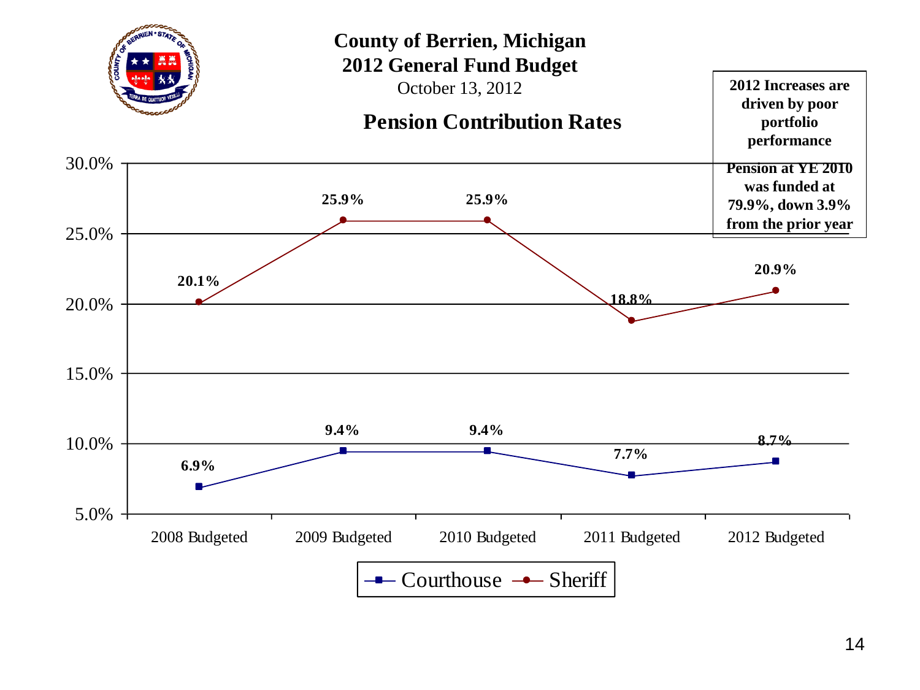# County of Berrien, Michigan
## 2012 General Fund Budget
October 13, 2012

## Pension Contribution Rates

**2012 Increases are driven by poor portfolio performance**

**Pension at YE 2010 was funded at 79.9%, down 3.9% from the prior year**

| | 2008 Budgeted | 2009 Budgeted | 2010 Budgeted | 2011 Budgeted | 2012 Budgeted |
|---|---|---|---|---|---|
| Courthouse | 6.9% | 9.4% | 9.4% | 7.7% | 8.7% |
| Sheriff | 20.1% | 25.9% | 25.9% | 18.8% | 20.9% |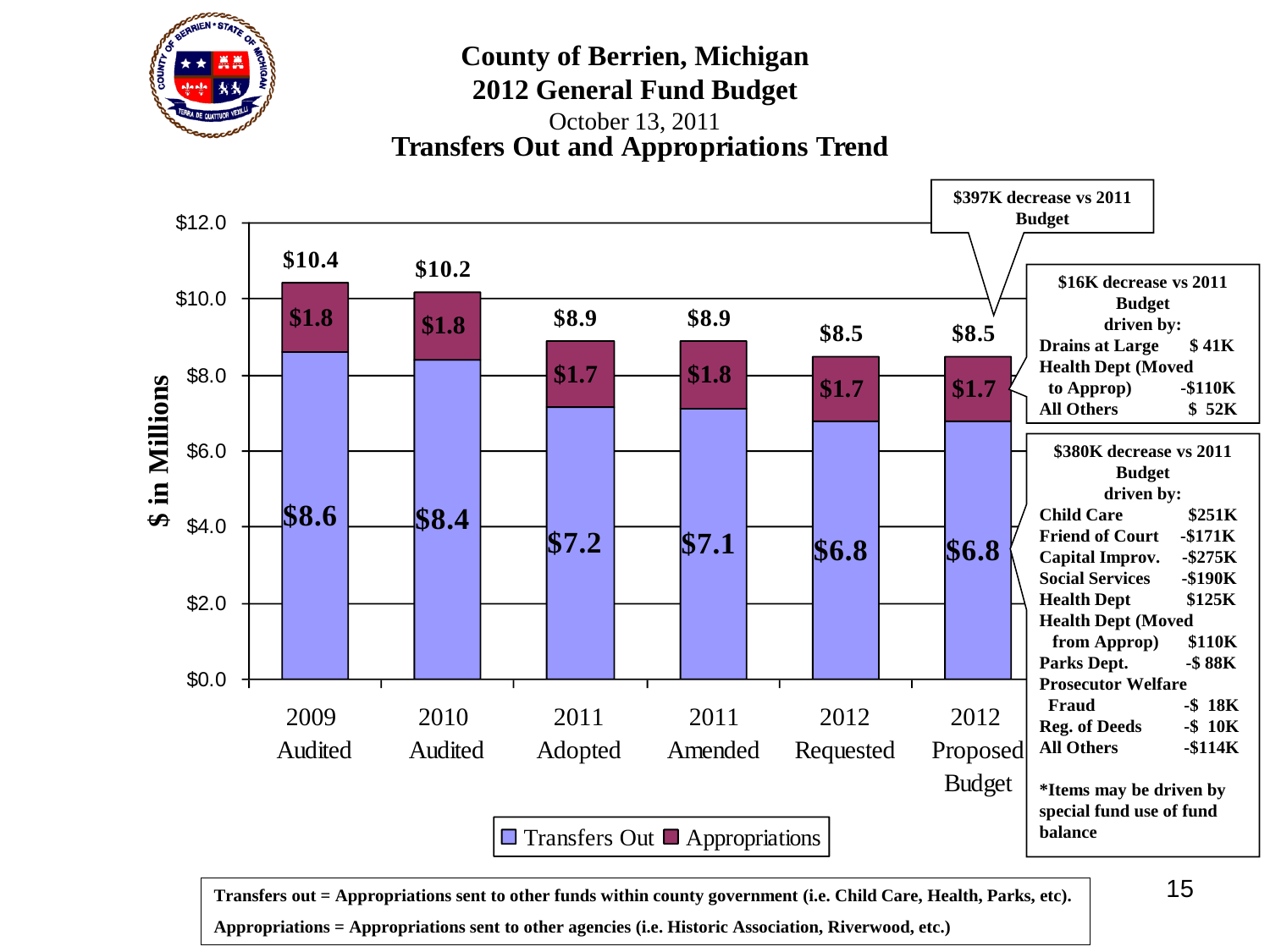# County of Berrien, Michigan
## 2012 General Fund Budget

October 13, 2011

## Transfers Out and Appropriations Trend

$ in Millions

| | 2009 Audited | 2010 Audited | 2011 Adopted | 2011 Amended | 2012 Requested | 2012 Proposed Budget |
|---|---|---|---|---|---|---|
| Transfers Out | $8.6 | $8.4 | $7.2 | $7.1 | $6.8 | $6.8 |
| Appropriations | $1.8 | $1.8 | $1.7 | $1.8 | $1.7 | $1.7 |
| Total | $10.4 | $10.2 | $8.9 | $8.9 | $8.5 | $8.5 |

**$397K decrease vs 2011 Budget**

**$16K decrease vs 2011 Budget driven by:**

| | |
|---|---|
| Drains at Large | $ 41K |
| Health Dept (Moved to Approp) | -$110K |
| All Others | $ 52K |

**$380K decrease vs 2011 Budget driven by:**

| | |
|---|---|
| Child Care | $251K |
| Friend of Court | -$171K |
| Capital Improv. | -$275K |
| Social Services | -$190K |
| Health Dept | $125K |
| Health Dept (Moved from Approp) | $110K |
| Parks Dept. | -$ 88K |
| Prosecutor Welfare Fraud | -$ 18K |
| Reg. of Deeds | -$ 10K |
| All Others | -$114K |

**\*Items may be driven by special fund use of fund balance**

**Transfers out = Appropriations sent to other funds within county government (i.e. Child Care, Health, Parks, etc).**

**Appropriations = Appropriations sent to other agencies (i.e. Historic Association, Riverwood, etc.)**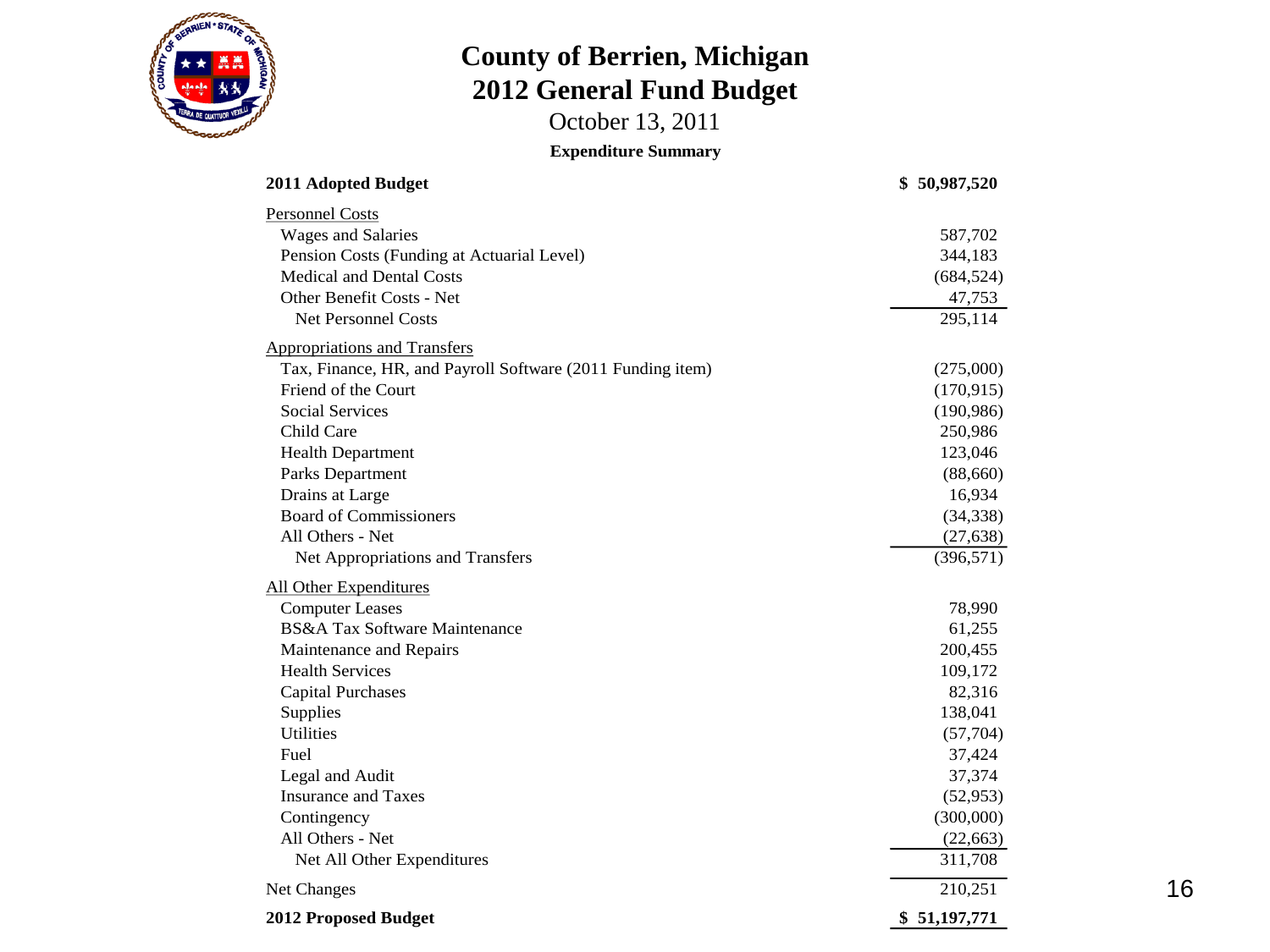# County of Berrien, Michigan
# 2012 General Fund Budget

October 13, 2011

**Expenditure Summary**

| | |
|---|---|
| **2011 Adopted Budget** | **$ 50,987,520** |
| Personnel Costs | |
| Wages and Salaries | 587,702 |
| Pension Costs (Funding at Actuarial Level) | 344,183 |
| Medical and Dental Costs | (684,524) |
| Other Benefit Costs - Net | 47,753 |
| Net Personnel Costs | 295,114 |
| Appropriations and Transfers | |
| Tax, Finance, HR, and Payroll Software (2011 Funding item) | (275,000) |
| Friend of the Court | (170,915) |
| Social Services | (190,986) |
| Child Care | 250,986 |
| Health Department | 123,046 |
| Parks Department | (88,660) |
| Drains at Large | 16,934 |
| Board of Commissioners | (34,338) |
| All Others - Net | (27,638) |
| Net Appropriations and Transfers | (396,571) |
| All Other Expenditures | |
| Computer Leases | 78,990 |
| BS&A Tax Software Maintenance | 61,255 |
| Maintenance and Repairs | 200,455 |
| Health Services | 109,172 |
| Capital Purchases | 82,316 |
| Supplies | 138,041 |
| Utilities | (57,704) |
| Fuel | 37,424 |
| Legal and Audit | 37,374 |
| Insurance and Taxes | (52,953) |
| Contingency | (300,000) |
| All Others - Net | (22,663) |
| Net All Other Expenditures | 311,708 |
| Net Changes | 210,251 |
| **2012 Proposed Budget** | **$ 51,197,771** |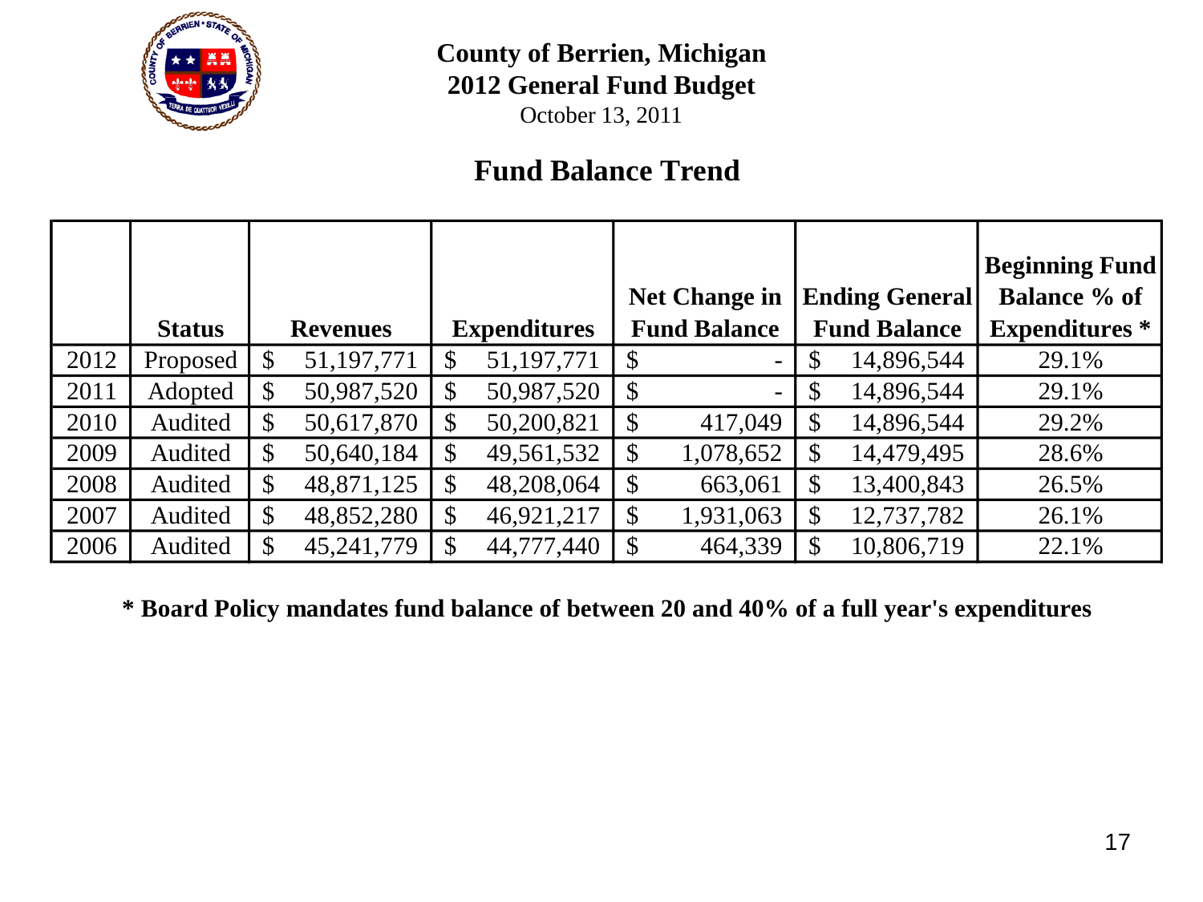**County of Berrien, Michigan**
**2012 General Fund Budget**
October 13, 2011

## Fund Balance Trend

| | Status | Revenues | Expenditures | Net Change in Fund Balance | Ending General Fund Balance | Beginning Fund Balance % of Expenditures * |
|---|---|---|---|---|---|---|
| 2012 | Proposed | $ 51,197,771 | $ 51,197,771 | $ - | $ 14,896,544 | 29.1% |
| 2011 | Adopted | $ 50,987,520 | $ 50,987,520 | $ - | $ 14,896,544 | 29.1% |
| 2010 | Audited | $ 50,617,870 | $ 50,200,821 | $ 417,049 | $ 14,896,544 | 29.2% |
| 2009 | Audited | $ 50,640,184 | $ 49,561,532 | $ 1,078,652 | $ 14,479,495 | 28.6% |
| 2008 | Audited | $ 48,871,125 | $ 48,208,064 | $ 663,061 | $ 13,400,843 | 26.5% |
| 2007 | Audited | $ 48,852,280 | $ 46,921,217 | $ 1,931,063 | $ 12,737,782 | 26.1% |
| 2006 | Audited | $ 45,241,779 | $ 44,777,440 | $ 464,339 | $ 10,806,719 | 22.1% |

**\* Board Policy mandates fund balance of between 20 and 40% of a full year's expenditures**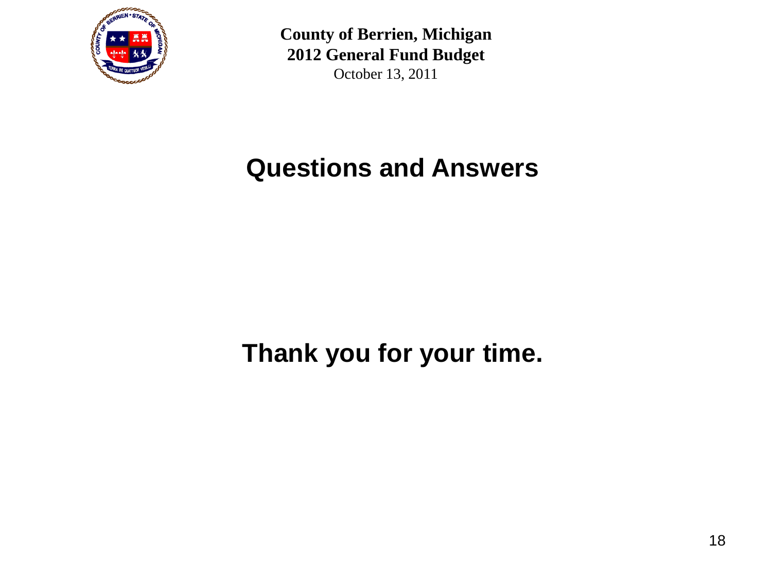**County of Berrien, Michigan**
**2012 General Fund Budget**
October 13, 2011

# Questions and Answers

# Thank you for your time.